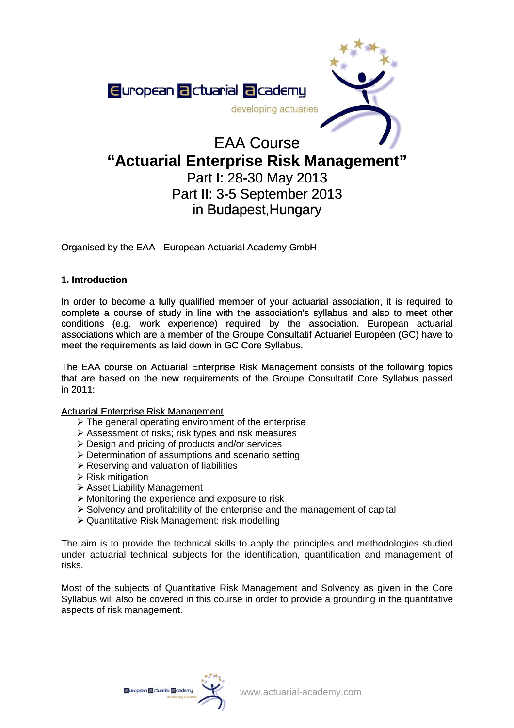European actuarial academy

developing actuaries

# EAA Course
# "Actuarial Enterprise Risk Management"

Part I: 28-30 May 2013

Part II: 3-5 September 2013

in Budapest,Hungary

Organised by the EAA - European Actuarial Academy GmbH

## 1. Introduction

In order to become a fully qualified member of your actuarial association, it is required to complete a course of study in line with the association's syllabus and also to meet other conditions (e.g. work experience) required by the association. European actuarial associations which are a member of the Groupe Consultatif Actuariel Européen (GC) have to meet the requirements as laid down in GC Core Syllabus.

The EAA course on Actuarial Enterprise Risk Management consists of the following topics that are based on the new requirements of the Groupe Consultatif Core Syllabus passed in 2011:

Actuarial Enterprise Risk Management

- The general operating environment of the enterprise
- Assessment of risks; risk types and risk measures
- Design and pricing of products and/or services
- Determination of assumptions and scenario setting
- Reserving and valuation of liabilities
- Risk mitigation
- Asset Liability Management
- Monitoring the experience and exposure to risk
- Solvency and profitability of the enterprise and the management of capital
- Quantitative Risk Management: risk modelling

The aim is to provide the technical skills to apply the principles and methodologies studied under actuarial technical subjects for the identification, quantification and management of risks.

Most of the subjects of Quantitative Risk Management and Solvency as given in the Core Syllabus will also be covered in this course in order to provide a grounding in the quantitative aspects of risk management.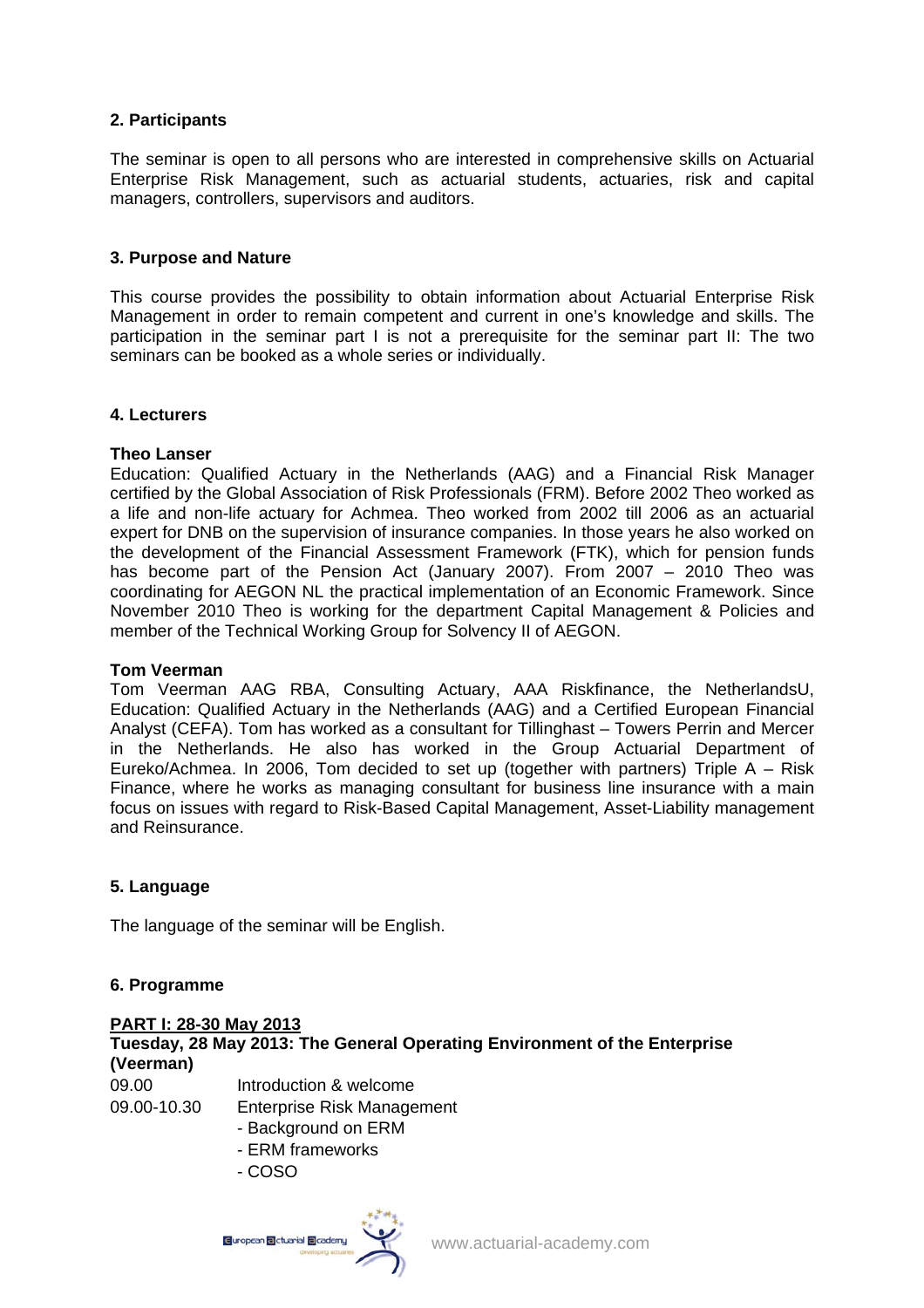## 2. Participants

The seminar is open to all persons who are interested in comprehensive skills on Actuarial Enterprise Risk Management, such as actuarial students, actuaries, risk and capital managers, controllers, supervisors and auditors.

## 3. Purpose and Nature

This course provides the possibility to obtain information about Actuarial Enterprise Risk Management in order to remain competent and current in one's knowledge and skills. The participation in the seminar part I is not a prerequisite for the seminar part II: The two seminars can be booked as a whole series or individually.

## 4. Lecturers

**Theo Lanser**
Education: Qualified Actuary in the Netherlands (AAG) and a Financial Risk Manager certified by the Global Association of Risk Professionals (FRM). Before 2002 Theo worked as a life and non-life actuary for Achmea. Theo worked from 2002 till 2006 as an actuarial expert for DNB on the supervision of insurance companies. In those years he also worked on the development of the Financial Assessment Framework (FTK), which for pension funds has become part of the Pension Act (January 2007). From 2007 – 2010 Theo was coordinating for AEGON NL the practical implementation of an Economic Framework. Since November 2010 Theo is working for the department Capital Management & Policies and member of the Technical Working Group for Solvency II of AEGON.

**Tom Veerman**
Tom Veerman AAG RBA, Consulting Actuary, AAA Riskfinance, the NetherlandsU, Education: Qualified Actuary in the Netherlands (AAG) and a Certified European Financial Analyst (CEFA). Tom has worked as a consultant for Tillinghast – Towers Perrin and Mercer in the Netherlands. He also has worked in the Group Actuarial Department of Eureko/Achmea. In 2006, Tom decided to set up (together with partners) Triple A – Risk Finance, where he works as managing consultant for business line insurance with a main focus on issues with regard to Risk-Based Capital Management, Asset-Liability management and Reinsurance.

## 5. Language

The language of the seminar will be English.

## 6. Programme

**PART I: 28-30 May 2013**

**Tuesday, 28 May 2013: The General Operating Environment of the Enterprise (Veerman)**

| | |
|---|---|
| 09.00 | Introduction & welcome |
| 09.00-10.30 | Enterprise Risk Management<br>- Background on ERM<br>- ERM frameworks<br>- COSO |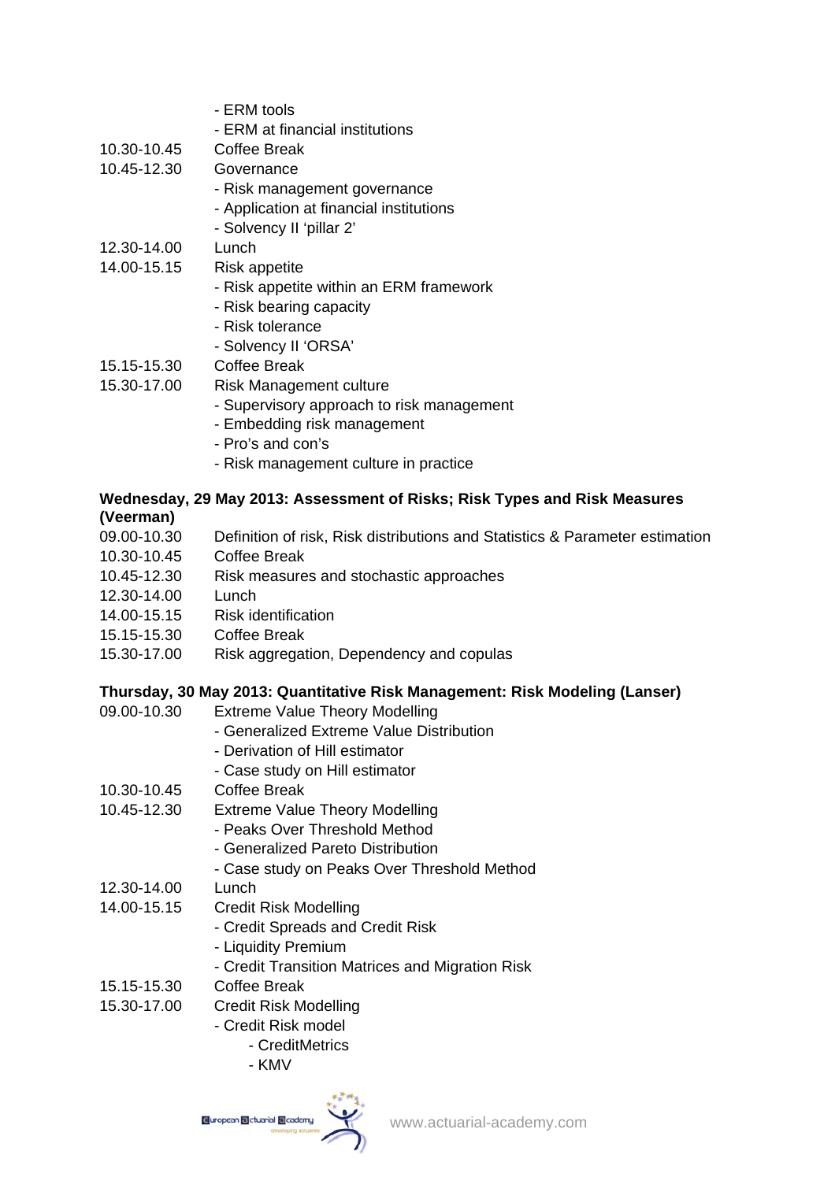- ERM tools
- ERM at financial institutions

10.30-10.45 Coffee Break

10.45-12.30 Governance
- Risk management governance
- Application at financial institutions
- Solvency II 'pillar 2'

12.30-14.00 Lunch

14.00-15.15 Risk appetite
- Risk appetite within an ERM framework
- Risk bearing capacity
- Risk tolerance
- Solvency II 'ORSA'

15.15-15.30 Coffee Break

15.30-17.00 Risk Management culture
- Supervisory approach to risk management
- Embedding risk management
- Pro's and con's
- Risk management culture in practice

**Wednesday, 29 May 2013: Assessment of Risks; Risk Types and Risk Measures (Veerman)**

09.00-10.30 Definition of risk, Risk distributions and Statistics & Parameter estimation

10.30-10.45 Coffee Break

10.45-12.30 Risk measures and stochastic approaches

12.30-14.00 Lunch

14.00-15.15 Risk identification

15.15-15.30 Coffee Break

15.30-17.00 Risk aggregation, Dependency and copulas

**Thursday, 30 May 2013: Quantitative Risk Management: Risk Modeling (Lanser)**

09.00-10.30 Extreme Value Theory Modelling
- Generalized Extreme Value Distribution
- Derivation of Hill estimator
- Case study on Hill estimator

10.30-10.45 Coffee Break

10.45-12.30 Extreme Value Theory Modelling
- Peaks Over Threshold Method
- Generalized Pareto Distribution
- Case study on Peaks Over Threshold Method

12.30-14.00 Lunch

14.00-15.15 Credit Risk Modelling
- Credit Spreads and Credit Risk
- Liquidity Premium
- Credit Transition Matrices and Migration Risk

15.15-15.30 Coffee Break

15.30-17.00 Credit Risk Modelling
- Credit Risk model
    - CreditMetrics
    - KMV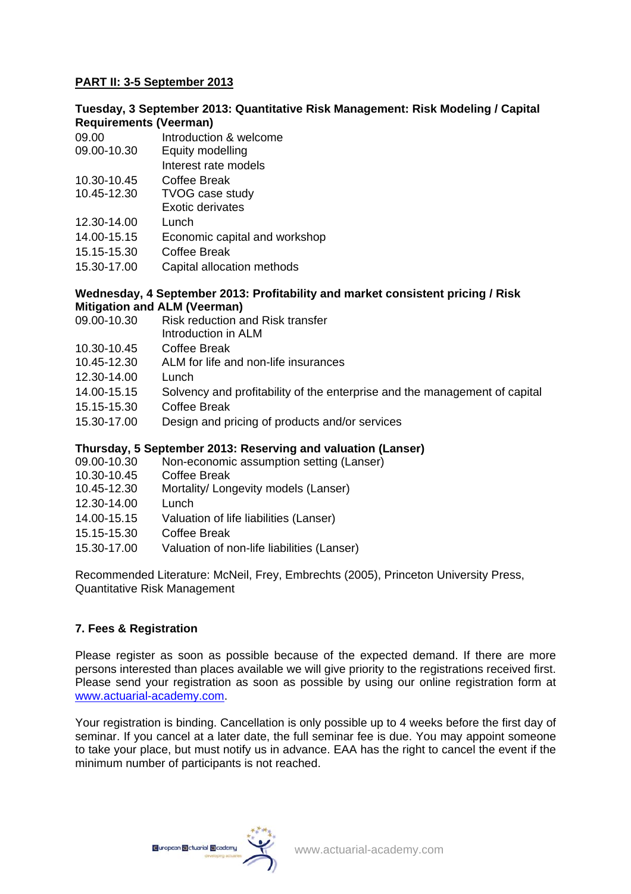**PART II: 3-5 September 2013**

**Tuesday, 3 September 2013: Quantitative Risk Management: Risk Modeling / Capital Requirements (Veerman)**

| | |
|---|---|
| 09.00 | Introduction & welcome |
| 09.00-10.30 | Equity modelling<br>Interest rate models |
| 10.30-10.45 | Coffee Break |
| 10.45-12.30 | TVOG case study<br>Exotic derivates |
| 12.30-14.00 | Lunch |
| 14.00-15.15 | Economic capital and workshop |
| 15.15-15.30 | Coffee Break |
| 15.30-17.00 | Capital allocation methods |

**Wednesday, 4 September 2013: Profitability and market consistent pricing / Risk Mitigation and ALM (Veerman)**

| | |
|---|---|
| 09.00-10.30 | Risk reduction and Risk transfer<br>Introduction in ALM |
| 10.30-10.45 | Coffee Break |
| 10.45-12.30 | ALM for life and non-life insurances |
| 12.30-14.00 | Lunch |
| 14.00-15.15 | Solvency and profitability of the enterprise and the management of capital |
| 15.15-15.30 | Coffee Break |
| 15.30-17.00 | Design and pricing of products and/or services |

**Thursday, 5 September 2013: Reserving and valuation (Lanser)**

| | |
|---|---|
| 09.00-10.30 | Non-economic assumption setting (Lanser) |
| 10.30-10.45 | Coffee Break |
| 10.45-12.30 | Mortality/ Longevity models (Lanser) |
| 12.30-14.00 | Lunch |
| 14.00-15.15 | Valuation of life liabilities (Lanser) |
| 15.15-15.30 | Coffee Break |
| 15.30-17.00 | Valuation of non-life liabilities (Lanser) |

Recommended Literature: McNeil, Frey, Embrechts (2005), Princeton University Press, Quantitative Risk Management

## 7. Fees & Registration

Please register as soon as possible because of the expected demand. If there are more persons interested than places available we will give priority to the registrations received first. Please send your registration as soon as possible by using our online registration form at www.actuarial-academy.com.

Your registration is binding. Cancellation is only possible up to 4 weeks before the first day of seminar. If you cancel at a later date, the full seminar fee is due. You may appoint someone to take your place, but must notify us in advance. EAA has the right to cancel the event if the minimum number of participants is not reached.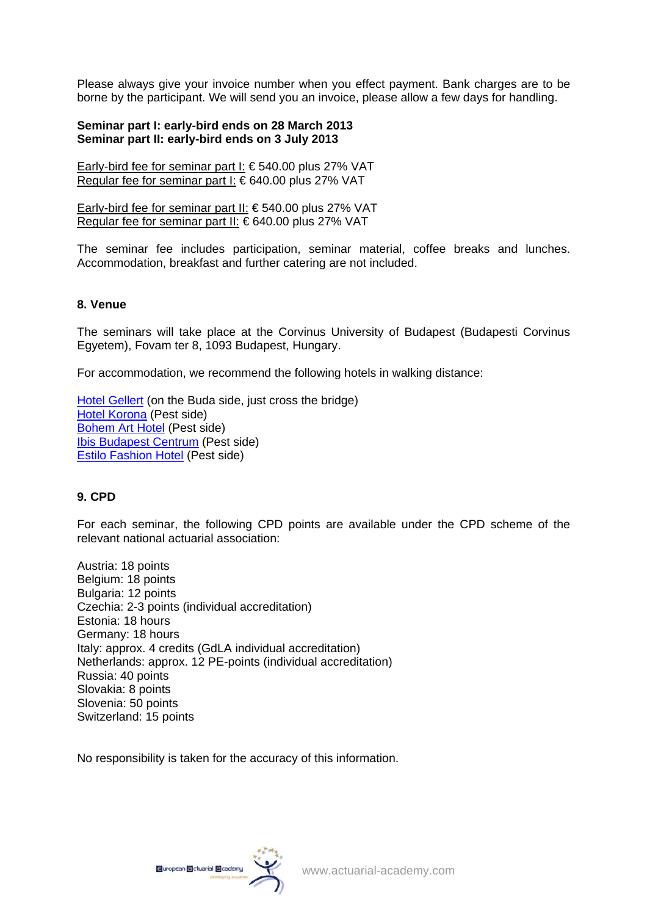Please always give your invoice number when you effect payment. Bank charges are to be borne by the participant. We will send you an invoice, please allow a few days for handling.

**Seminar part I: early-bird ends on 28 March 2013**
**Seminar part II: early-bird ends on 3 July 2013**

Early-bird fee for seminar part I: € 540.00 plus 27% VAT
Regular fee for seminar part I: € 640.00 plus 27% VAT

Early-bird fee for seminar part II: € 540.00 plus 27% VAT
Regular fee for seminar part II: € 640.00 plus 27% VAT

The seminar fee includes participation, seminar material, coffee breaks and lunches. Accommodation, breakfast and further catering are not included.

## 8. Venue

The seminars will take place at the Corvinus University of Budapest (Budapesti Corvinus Egyetem), Fovam ter 8, 1093 Budapest, Hungary.

For accommodation, we recommend the following hotels in walking distance:

Hotel Gellert (on the Buda side, just cross the bridge)
Hotel Korona (Pest side)
Bohem Art Hotel (Pest side)
Ibis Budapest Centrum (Pest side)
Estilo Fashion Hotel (Pest side)

## 9. CPD

For each seminar, the following CPD points are available under the CPD scheme of the relevant national actuarial association:

Austria: 18 points
Belgium: 18 points
Bulgaria: 12 points
Czechia: 2-3 points (individual accreditation)
Estonia: 18 hours
Germany: 18 hours
Italy: approx. 4 credits (GdLA individual accreditation)
Netherlands: approx. 12 PE-points (individual accreditation)
Russia: 40 points
Slovakia: 8 points
Slovenia: 50 points
Switzerland: 15 points

No responsibility is taken for the accuracy of this information.